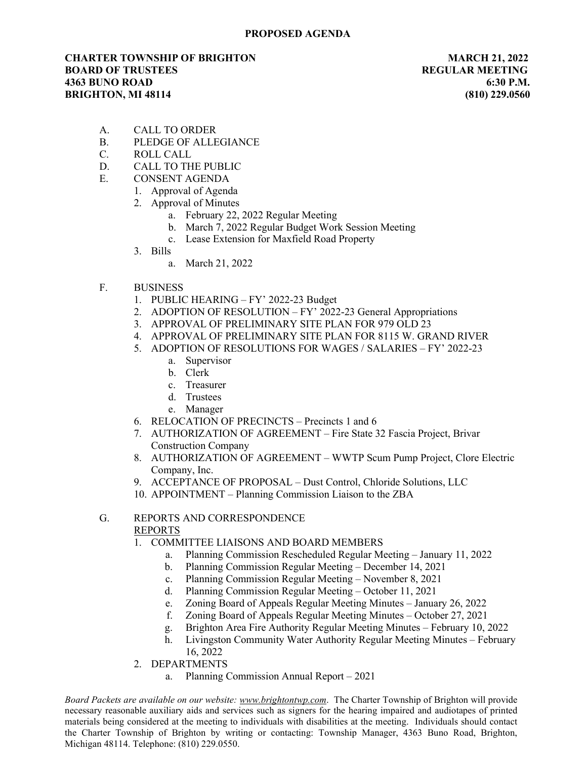**PROPOSED AGENDA**

**CHARTER TOWNSHIP OF BRIGHTON**
**BOARD OF TRUSTEES**
**4363 BUNO ROAD**
**BRIGHTON, MI 48114**

**MARCH 21, 2022**
**REGULAR MEETING**
**6:30 P.M.**
**(810) 229.0560**

A. CALL TO ORDER

B. PLEDGE OF ALLEGIANCE

C. ROLL CALL

D. CALL TO THE PUBLIC

E. CONSENT AGENDA
   1. Approval of Agenda
   2. Approval of Minutes
      a. February 22, 2022 Regular Meeting
      b. March 7, 2022 Regular Budget Work Session Meeting
      c. Lease Extension for Maxfield Road Property
   3. Bills
      a. March 21, 2022

F. BUSINESS
   1. PUBLIC HEARING – FY' 2022-23 Budget
   2. ADOPTION OF RESOLUTION – FY' 2022-23 General Appropriations
   3. APPROVAL OF PRELIMINARY SITE PLAN FOR 979 OLD 23
   4. APPROVAL OF PRELIMINARY SITE PLAN FOR 8115 W. GRAND RIVER
   5. ADOPTION OF RESOLUTIONS FOR WAGES / SALARIES – FY' 2022-23
      a. Supervisor
      b. Clerk
      c. Treasurer
      d. Trustees
      e. Manager
   6. RELOCATION OF PRECINCTS – Precincts 1 and 6
   7. AUTHORIZATION OF AGREEMENT – Fire State 32 Fascia Project, Brivar Construction Company
   8. AUTHORIZATION OF AGREEMENT – WWTP Scum Pump Project, Clore Electric Company, Inc.
   9. ACCEPTANCE OF PROPOSAL – Dust Control, Chloride Solutions, LLC
   10. APPOINTMENT – Planning Commission Liaison to the ZBA

G. REPORTS AND CORRESPONDENCE

   REPORTS
   1. COMMITTEE LIAISONS AND BOARD MEMBERS
      a. Planning Commission Rescheduled Regular Meeting – January 11, 2022
      b. Planning Commission Regular Meeting – December 14, 2021
      c. Planning Commission Regular Meeting – November 8, 2021
      d. Planning Commission Regular Meeting – October 11, 2021
      e. Zoning Board of Appeals Regular Meeting Minutes – January 26, 2022
      f. Zoning Board of Appeals Regular Meeting Minutes – October 27, 2021
      g. Brighton Area Fire Authority Regular Meeting Minutes – February 10, 2022
      h. Livingston Community Water Authority Regular Meeting Minutes – February 16, 2022
   2. DEPARTMENTS
      a. Planning Commission Annual Report – 2021

*Board Packets are available on our website: www.brightontwp.com*. The Charter Township of Brighton will provide necessary reasonable auxiliary aids and services such as signers for the hearing impaired and audiotapes of printed materials being considered at the meeting to individuals with disabilities at the meeting. Individuals should contact the Charter Township of Brighton by writing or contacting: Township Manager, 4363 Buno Road, Brighton, Michigan 48114. Telephone: (810) 229.0550.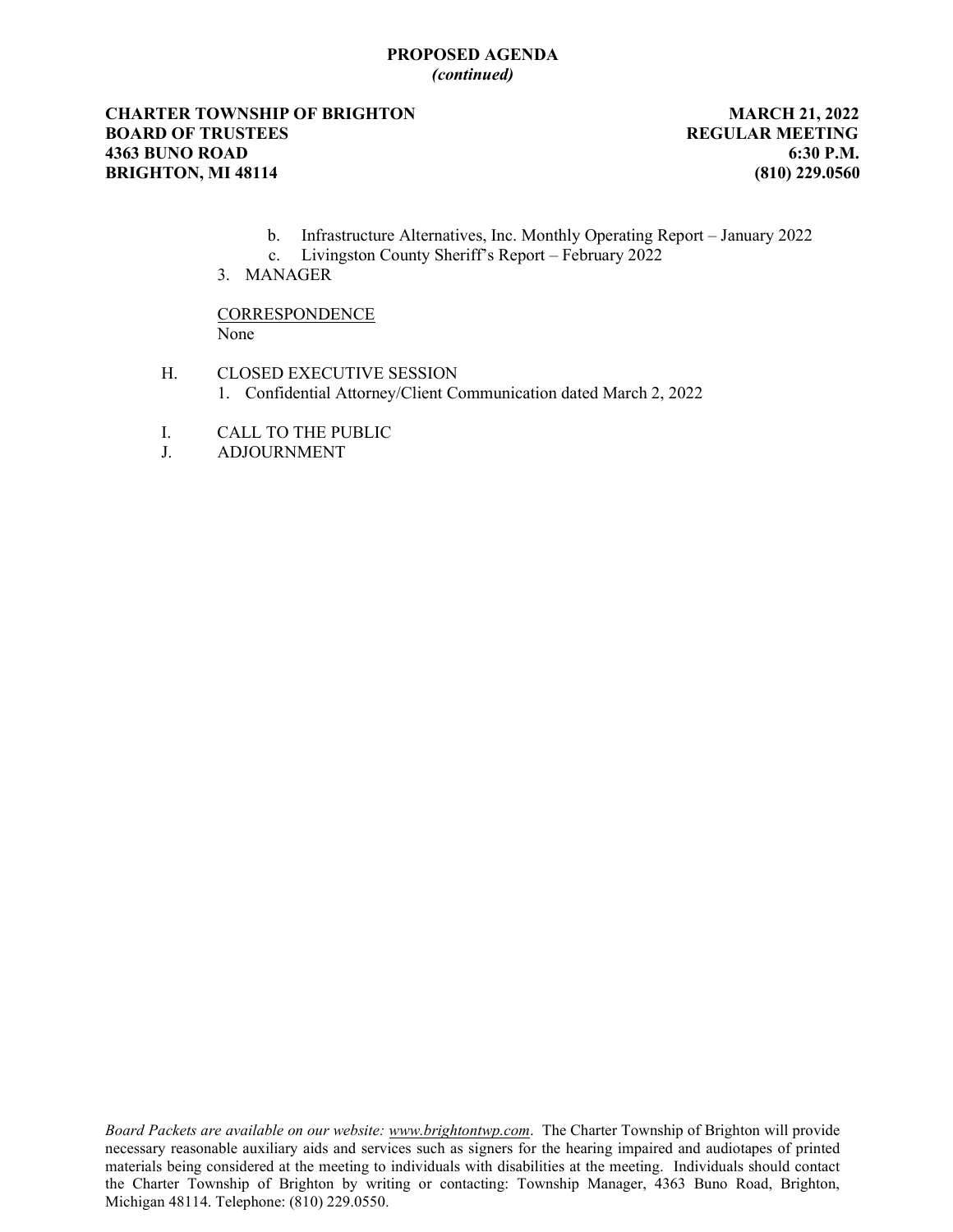**PROPOSED AGENDA**
***(continued)***

**CHARTER TOWNSHIP OF BRIGHTON** — **MARCH 21, 2022**
**BOARD OF TRUSTEES** — **REGULAR MEETING**
**4363 BUNO ROAD** — **6:30 P.M.**
**BRIGHTON, MI 48114** — **(810) 229.0560**

b. Infrastructure Alternatives, Inc. Monthly Operating Report – January 2022
c. Livingston County Sheriff's Report – February 2022

3. MANAGER

CORRESPONDENCE
None

H. CLOSED EXECUTIVE SESSION
1. Confidential Attorney/Client Communication dated March 2, 2022

I. CALL TO THE PUBLIC

J. ADJOURNMENT

*Board Packets are available on our website: www.brightontwp.com*. The Charter Township of Brighton will provide necessary reasonable auxiliary aids and services such as signers for the hearing impaired and audiotapes of printed materials being considered at the meeting to individuals with disabilities at the meeting. Individuals should contact the Charter Township of Brighton by writing or contacting: Township Manager, 4363 Buno Road, Brighton, Michigan 48114. Telephone: (810) 229.0550.